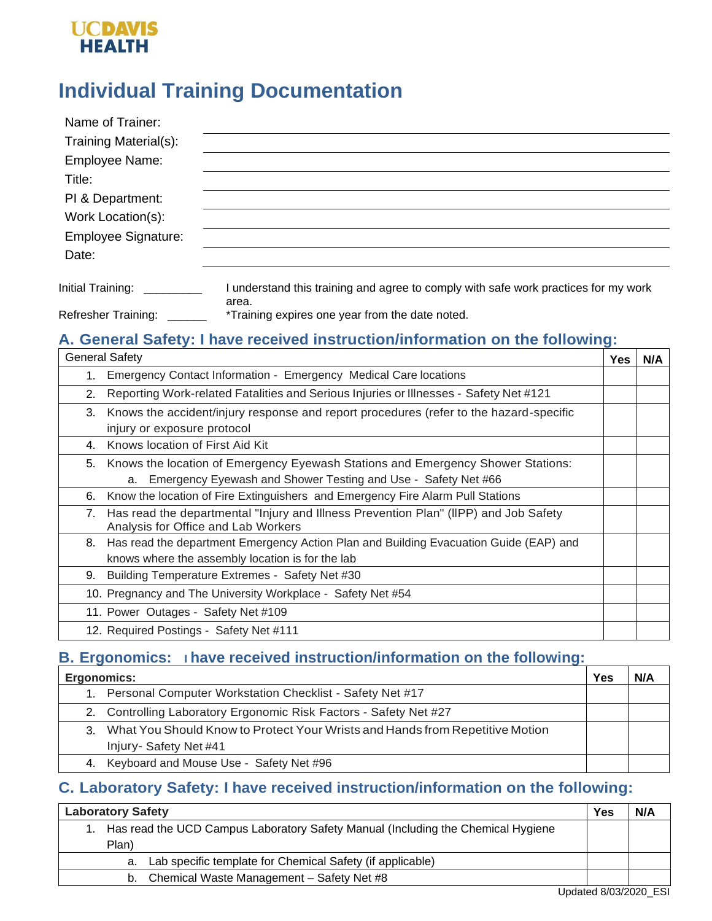UCDAVIS HEALTH

# Individual Training Documentation

Name of Trainer: ______________________________

Training Material(s): ______________________________

Employee Name: ______________________________

Title: ______________________________

PI & Department: ______________________________

Work Location(s): ______________________________

Employee Signature: ______________________________

Date: ______________________________

Initial Training: _________

Refresher Training: ______

I understand this training and agree to comply with safe work practices for my work area.

*Training expires one year from the date noted.

## A. General Safety: I have received instruction/information on the following:

| General Safety | Yes | N/A |
|---|---|---|
| 1. Emergency Contact Information - Emergency Medical Care locations | | |
| 2. Reporting Work-related Fatalities and Serious Injuries or Illnesses - Safety Net #121 | | |
| 3. Knows the accident/injury response and report procedures (refer to the hazard-specific injury or exposure protocol | | |
| 4. Knows location of First Aid Kit | | |
| 5. Knows the location of Emergency Eyewash Stations and Emergency Shower Stations: a. Emergency Eyewash and Shower Testing and Use - Safety Net #66 | | |
| 6. Know the location of Fire Extinguishers and Emergency Fire Alarm Pull Stations | | |
| 7. Has read the departmental "Injury and Illness Prevention Plan" (IIPP) and Job Safety Analysis for Office and Lab Workers | | |
| 8. Has read the department Emergency Action Plan and Building Evacuation Guide (EAP) and knows where the assembly location is for the lab | | |
| 9. Building Temperature Extremes - Safety Net #30 | | |
| 10. Pregnancy and The University Workplace - Safety Net #54 | | |
| 11. Power Outages - Safety Net #109 | | |
| 12. Required Postings - Safety Net #111 | | |

## B. Ergonomics: I have received instruction/information on the following:

| Ergonomics: | Yes | N/A |
|---|---|---|
| 1. Personal Computer Workstation Checklist - Safety Net #17 | | |
| 2. Controlling Laboratory Ergonomic Risk Factors - Safety Net #27 | | |
| 3. What You Should Know to Protect Your Wrists and Hands from Repetitive Motion Injury- Safety Net #41 | | |
| 4. Keyboard and Mouse Use - Safety Net #96 | | |

## C. Laboratory Safety: I have received instruction/information on the following:

| Laboratory Safety | Yes | N/A |
|---|---|---|
| 1. Has read the UCD Campus Laboratory Safety Manual (Including the Chemical Hygiene Plan) | | |
| a. Lab specific template for Chemical Safety (if applicable) | | |
| b. Chemical Waste Management – Safety Net #8 | | |

Updated 8/03/2020_ESI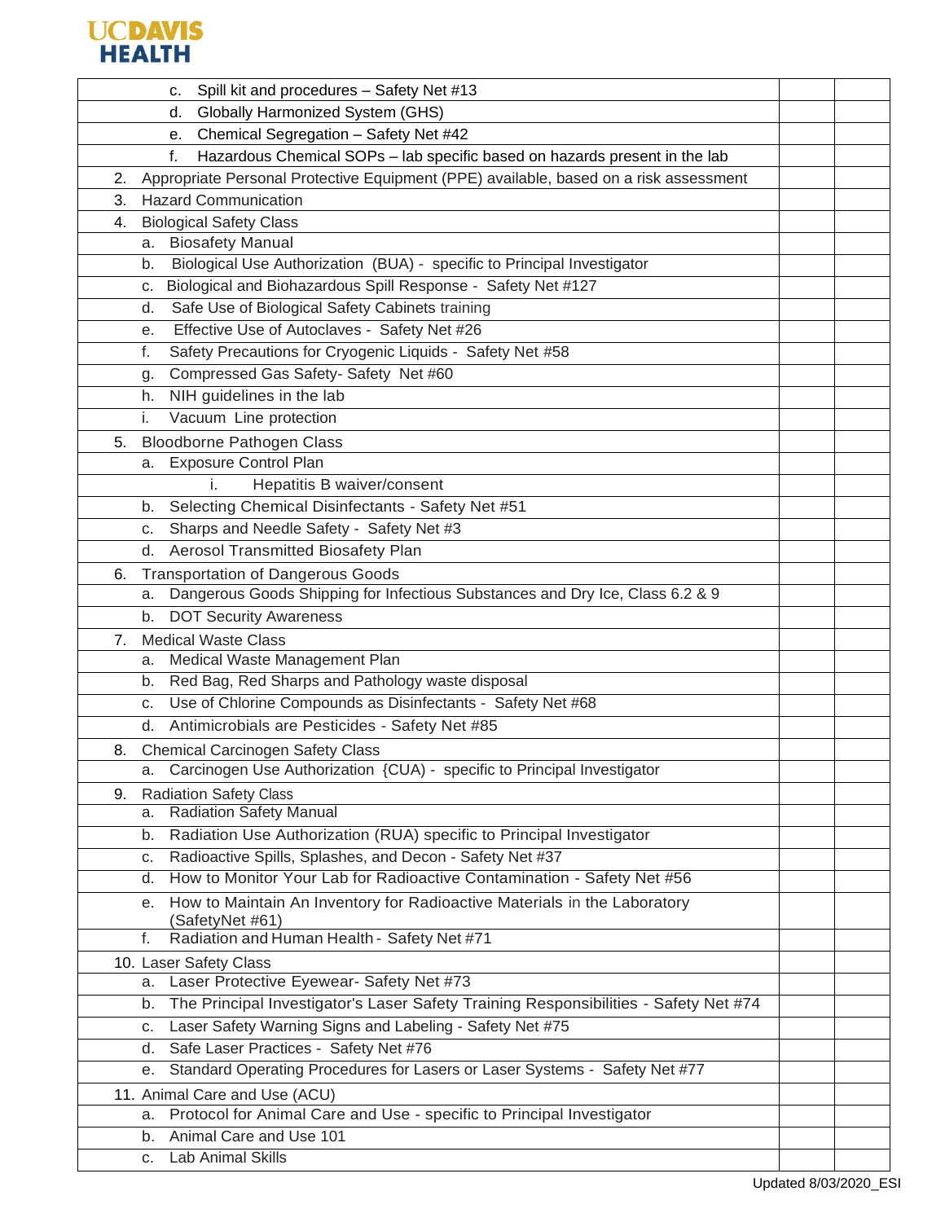| | | |
|---|---|---|
| c. Spill kit and procedures – Safety Net #13 | | |
| d. Globally Harmonized System (GHS) | | |
| e. Chemical Segregation – Safety Net #42 | | |
| f. Hazardous Chemical SOPs – lab specific based on hazards present in the lab | | |
| 2. Appropriate Personal Protective Equipment (PPE) available, based on a risk assessment | | |
| 3. Hazard Communication | | |
| 4. Biological Safety Class | | |
| a. Biosafety Manual | | |
| b. Biological Use Authorization (BUA) - specific to Principal Investigator | | |
| c. Biological and Biohazardous Spill Response - Safety Net #127 | | |
| d. Safe Use of Biological Safety Cabinets training | | |
| e. Effective Use of Autoclaves - Safety Net #26 | | |
| f. Safety Precautions for Cryogenic Liquids - Safety Net #58 | | |
| g. Compressed Gas Safety- Safety Net #60 | | |
| h. NIH guidelines in the lab | | |
| i. Vacuum Line protection | | |
| 5. Bloodborne Pathogen Class | | |
| a. Exposure Control Plan | | |
| i. Hepatitis B waiver/consent | | |
| b. Selecting Chemical Disinfectants - Safety Net #51 | | |
| c. Sharps and Needle Safety - Safety Net #3 | | |
| d. Aerosol Transmitted Biosafety Plan | | |
| 6. Transportation of Dangerous Goods | | |
| a. Dangerous Goods Shipping for Infectious Substances and Dry Ice, Class 6.2 & 9 | | |
| b. DOT Security Awareness | | |
| 7. Medical Waste Class | | |
| a. Medical Waste Management Plan | | |
| b. Red Bag, Red Sharps and Pathology waste disposal | | |
| c. Use of Chlorine Compounds as Disinfectants - Safety Net #68 | | |
| d. Antimicrobials are Pesticides - Safety Net #85 | | |
| 8. Chemical Carcinogen Safety Class | | |
| a. Carcinogen Use Authorization {CUA) - specific to Principal Investigator | | |
| 9. Radiation Safety Class | | |
| a. Radiation Safety Manual | | |
| b. Radiation Use Authorization (RUA) specific to Principal Investigator | | |
| c. Radioactive Spills, Splashes, and Decon - Safety Net #37 | | |
| d. How to Monitor Your Lab for Radioactive Contamination - Safety Net #56 | | |
| e. How to Maintain An Inventory for Radioactive Materials in the Laboratory (SafetyNet #61) | | |
| f. Radiation and Human Health - Safety Net #71 | | |
| 10. Laser Safety Class | | |
| a. Laser Protective Eyewear- Safety Net #73 | | |
| b. The Principal Investigator's Laser Safety Training Responsibilities - Safety Net #74 | | |
| c. Laser Safety Warning Signs and Labeling - Safety Net #75 | | |
| d. Safe Laser Practices - Safety Net #76 | | |
| e. Standard Operating Procedures for Lasers or Laser Systems - Safety Net #77 | | |
| 11. Animal Care and Use (ACU) | | |
| a. Protocol for Animal Care and Use - specific to Principal Investigator | | |
| b. Animal Care and Use 101 | | |
| c. Lab Animal Skills | | |

Updated 8/03/2020_ESI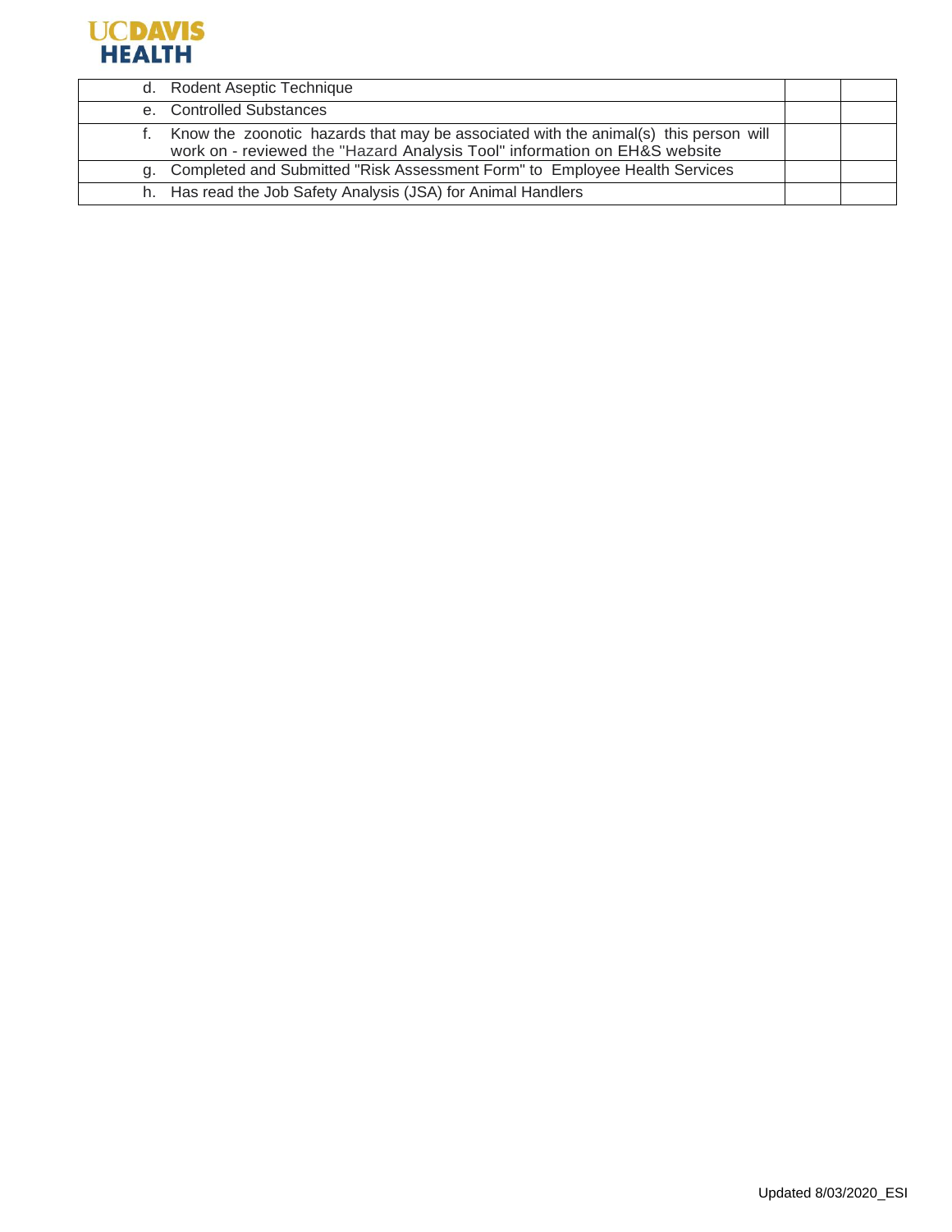| | | |
|---|---|---|
| d. Rodent Aseptic Technique | | |
| e. Controlled Substances | | |
| f. Know the zoonotic hazards that may be associated with the animal(s) this person will work on - reviewed the "Hazard Analysis Tool" information on EH&S website | | |
| g. Completed and Submitted "Risk Assessment Form" to Employee Health Services | | |
| h. Has read the Job Safety Analysis (JSA) for Animal Handlers | | |

Updated 8/03/2020_ESI